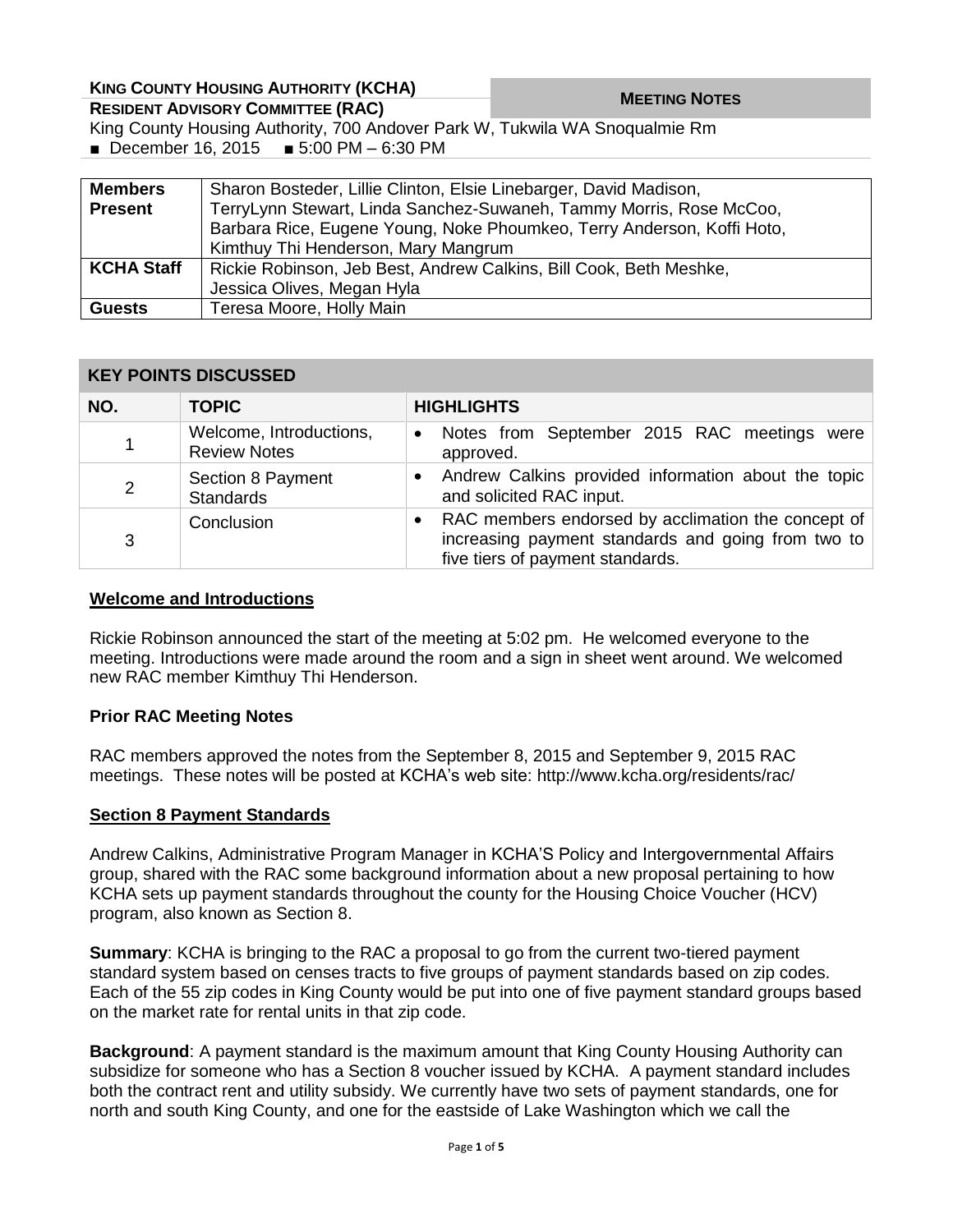**KING COUNTY HOUSING AUTHORITY (KCHA)**
**RESIDENT ADVISORY COMMITTEE (RAC)**

**MEETING NOTES**

King County Housing Authority, 700 Andover Park W, Tukwila WA Snoqualmie Rm
■ December 16, 2015 ■ 5:00 PM – 6:30 PM

| | |
|---|---|
| **Members Present** | Sharon Bosteder, Lillie Clinton, Elsie Linebarger, David Madison, TerryLynn Stewart, Linda Sanchez-Suwaneh, Tammy Morris, Rose McCoo, Barbara Rice, Eugene Young, Noke Phoumkeo, Terry Anderson, Koffi Hoto, Kimthuy Thi Henderson, Mary Mangrum |
| **KCHA Staff** | Rickie Robinson, Jeb Best, Andrew Calkins, Bill Cook, Beth Meshke, Jessica Olives, Megan Hyla |
| **Guests** | Teresa Moore, Holly Main |

**KEY POINTS DISCUSSED**

| NO. | TOPIC | HIGHLIGHTS |
|---|---|---|
| 1 | Welcome, Introductions, Review Notes | • Notes from September 2015 RAC meetings were approved. |
| 2 | Section 8 Payment Standards | • Andrew Calkins provided information about the topic and solicited RAC input. |
| 3 | Conclusion | • RAC members endorsed by acclimation the concept of increasing payment standards and going from two to five tiers of payment standards. |

## Welcome and Introductions

Rickie Robinson announced the start of the meeting at 5:02 pm. He welcomed everyone to the meeting. Introductions were made around the room and a sign in sheet went around. We welcomed new RAC member Kimthuy Thi Henderson.

## Prior RAC Meeting Notes

RAC members approved the notes from the September 8, 2015 and September 9, 2015 RAC meetings. These notes will be posted at KCHA's web site: http://www.kcha.org/residents/rac/

## Section 8 Payment Standards

Andrew Calkins, Administrative Program Manager in KCHA'S Policy and Intergovernmental Affairs group, shared with the RAC some background information about a new proposal pertaining to how KCHA sets up payment standards throughout the county for the Housing Choice Voucher (HCV) program, also known as Section 8.

**Summary**: KCHA is bringing to the RAC a proposal to go from the current two-tiered payment standard system based on censes tracts to five groups of payment standards based on zip codes. Each of the 55 zip codes in King County would be put into one of five payment standard groups based on the market rate for rental units in that zip code.

**Background**: A payment standard is the maximum amount that King County Housing Authority can subsidize for someone who has a Section 8 voucher issued by KCHA. A payment standard includes both the contract rent and utility subsidy. We currently have two sets of payment standards, one for north and south King County, and one for the eastside of Lake Washington which we call the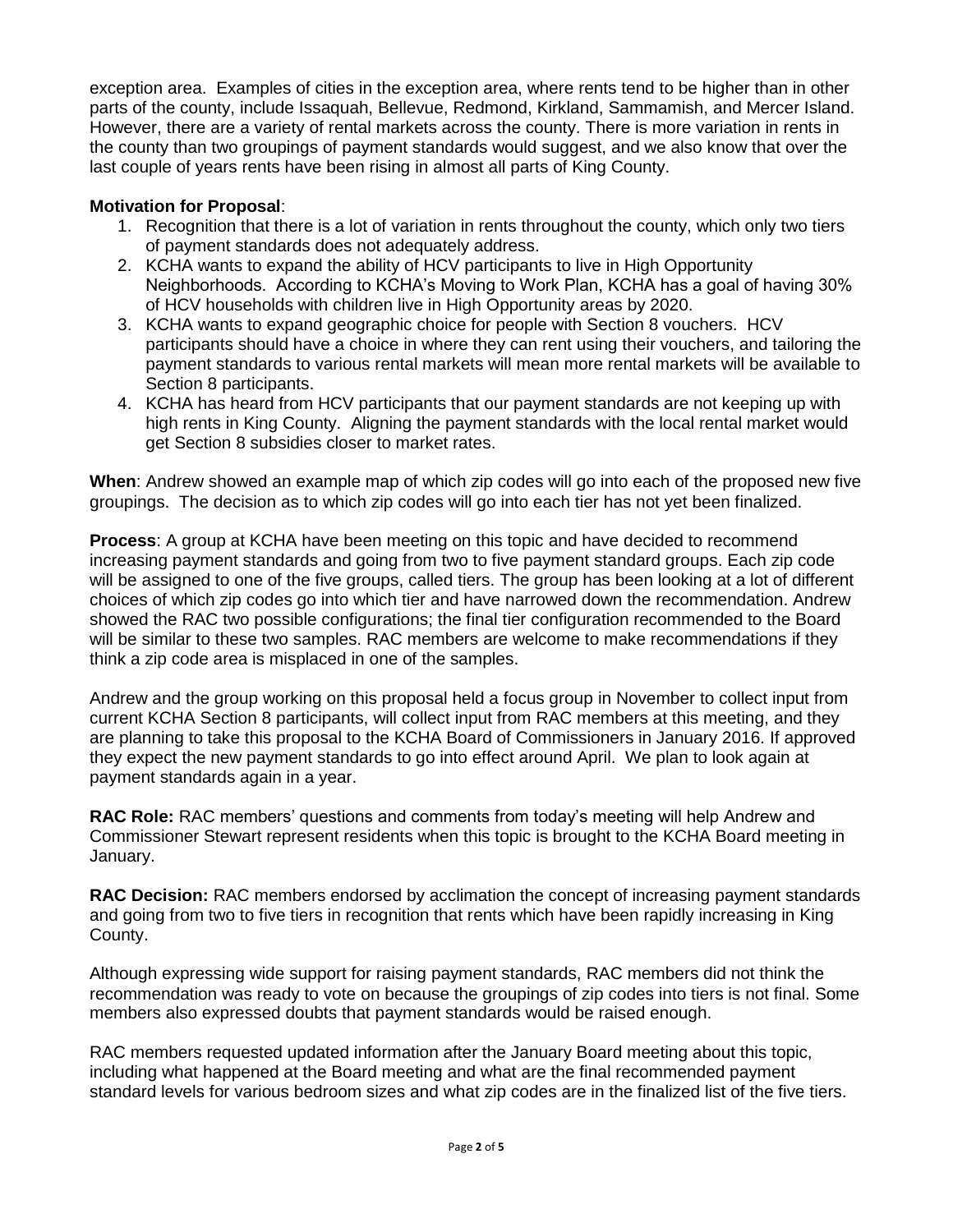exception area. Examples of cities in the exception area, where rents tend to be higher than in other parts of the county, include Issaquah, Bellevue, Redmond, Kirkland, Sammamish, and Mercer Island. However, there are a variety of rental markets across the county. There is more variation in rents in the county than two groupings of payment standards would suggest, and we also know that over the last couple of years rents have been rising in almost all parts of King County.

**Motivation for Proposal**:

1. Recognition that there is a lot of variation in rents throughout the county, which only two tiers of payment standards does not adequately address.
2. KCHA wants to expand the ability of HCV participants to live in High Opportunity Neighborhoods. According to KCHA's Moving to Work Plan, KCHA has a goal of having 30% of HCV households with children live in High Opportunity areas by 2020.
3. KCHA wants to expand geographic choice for people with Section 8 vouchers. HCV participants should have a choice in where they can rent using their vouchers, and tailoring the payment standards to various rental markets will mean more rental markets will be available to Section 8 participants.
4. KCHA has heard from HCV participants that our payment standards are not keeping up with high rents in King County. Aligning the payment standards with the local rental market would get Section 8 subsidies closer to market rates.

**When**: Andrew showed an example map of which zip codes will go into each of the proposed new five groupings. The decision as to which zip codes will go into each tier has not yet been finalized.

**Process**: A group at KCHA have been meeting on this topic and have decided to recommend increasing payment standards and going from two to five payment standard groups. Each zip code will be assigned to one of the five groups, called tiers. The group has been looking at a lot of different choices of which zip codes go into which tier and have narrowed down the recommendation. Andrew showed the RAC two possible configurations; the final tier configuration recommended to the Board will be similar to these two samples. RAC members are welcome to make recommendations if they think a zip code area is misplaced in one of the samples.

Andrew and the group working on this proposal held a focus group in November to collect input from current KCHA Section 8 participants, will collect input from RAC members at this meeting, and they are planning to take this proposal to the KCHA Board of Commissioners in January 2016. If approved they expect the new payment standards to go into effect around April. We plan to look again at payment standards again in a year.

**RAC Role:** RAC members' questions and comments from today's meeting will help Andrew and Commissioner Stewart represent residents when this topic is brought to the KCHA Board meeting in January.

**RAC Decision:** RAC members endorsed by acclimation the concept of increasing payment standards and going from two to five tiers in recognition that rents which have been rapidly increasing in King County.

Although expressing wide support for raising payment standards, RAC members did not think the recommendation was ready to vote on because the groupings of zip codes into tiers is not final. Some members also expressed doubts that payment standards would be raised enough.

RAC members requested updated information after the January Board meeting about this topic, including what happened at the Board meeting and what are the final recommended payment standard levels for various bedroom sizes and what zip codes are in the finalized list of the five tiers.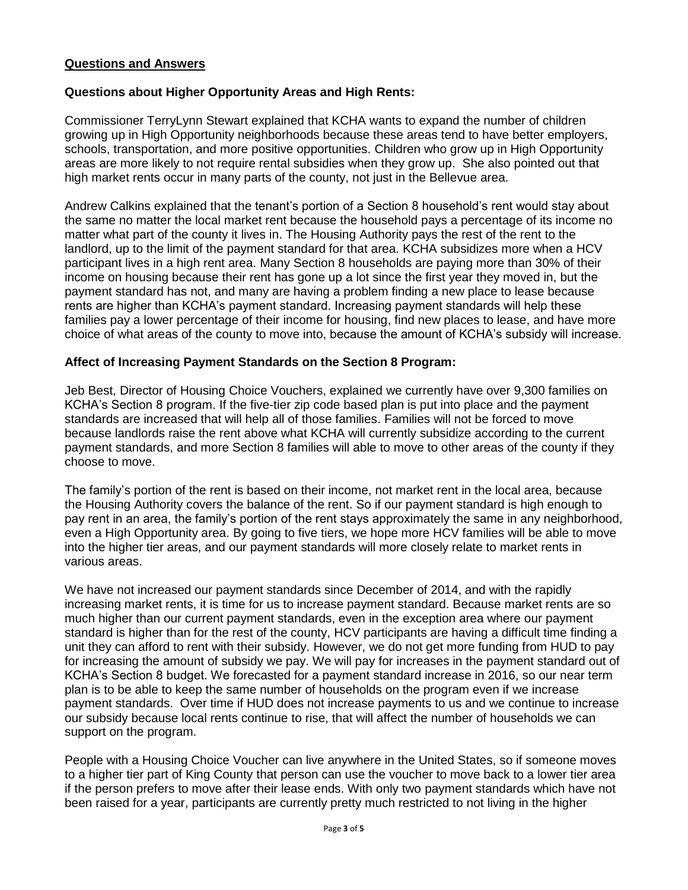## Questions and Answers

### Questions about Higher Opportunity Areas and High Rents:

Commissioner TerryLynn Stewart explained that KCHA wants to expand the number of children growing up in High Opportunity neighborhoods because these areas tend to have better employers, schools, transportation, and more positive opportunities. Children who grow up in High Opportunity areas are more likely to not require rental subsidies when they grow up. She also pointed out that high market rents occur in many parts of the county, not just in the Bellevue area.

Andrew Calkins explained that the tenant's portion of a Section 8 household's rent would stay about the same no matter the local market rent because the household pays a percentage of its income no matter what part of the county it lives in. The Housing Authority pays the rest of the rent to the landlord, up to the limit of the payment standard for that area. KCHA subsidizes more when a HCV participant lives in a high rent area. Many Section 8 households are paying more than 30% of their income on housing because their rent has gone up a lot since the first year they moved in, but the payment standard has not, and many are having a problem finding a new place to lease because rents are higher than KCHA's payment standard. Increasing payment standards will help these families pay a lower percentage of their income for housing, find new places to lease, and have more choice of what areas of the county to move into, because the amount of KCHA's subsidy will increase.

### Affect of Increasing Payment Standards on the Section 8 Program:

Jeb Best, Director of Housing Choice Vouchers, explained we currently have over 9,300 families on KCHA's Section 8 program. If the five-tier zip code based plan is put into place and the payment standards are increased that will help all of those families. Families will not be forced to move because landlords raise the rent above what KCHA will currently subsidize according to the current payment standards, and more Section 8 families will able to move to other areas of the county if they choose to move.

The family's portion of the rent is based on their income, not market rent in the local area, because the Housing Authority covers the balance of the rent. So if our payment standard is high enough to pay rent in an area, the family's portion of the rent stays approximately the same in any neighborhood, even a High Opportunity area. By going to five tiers, we hope more HCV families will be able to move into the higher tier areas, and our payment standards will more closely relate to market rents in various areas.

We have not increased our payment standards since December of 2014, and with the rapidly increasing market rents, it is time for us to increase payment standard. Because market rents are so much higher than our current payment standards, even in the exception area where our payment standard is higher than for the rest of the county, HCV participants are having a difficult time finding a unit they can afford to rent with their subsidy. However, we do not get more funding from HUD to pay for increasing the amount of subsidy we pay. We will pay for increases in the payment standard out of KCHA's Section 8 budget. We forecasted for a payment standard increase in 2016, so our near term plan is to be able to keep the same number of households on the program even if we increase payment standards. Over time if HUD does not increase payments to us and we continue to increase our subsidy because local rents continue to rise, that will affect the number of households we can support on the program.

People with a Housing Choice Voucher can live anywhere in the United States, so if someone moves to a higher tier part of King County that person can use the voucher to move back to a lower tier area if the person prefers to move after their lease ends. With only two payment standards which have not been raised for a year, participants are currently pretty much restricted to not living in the higher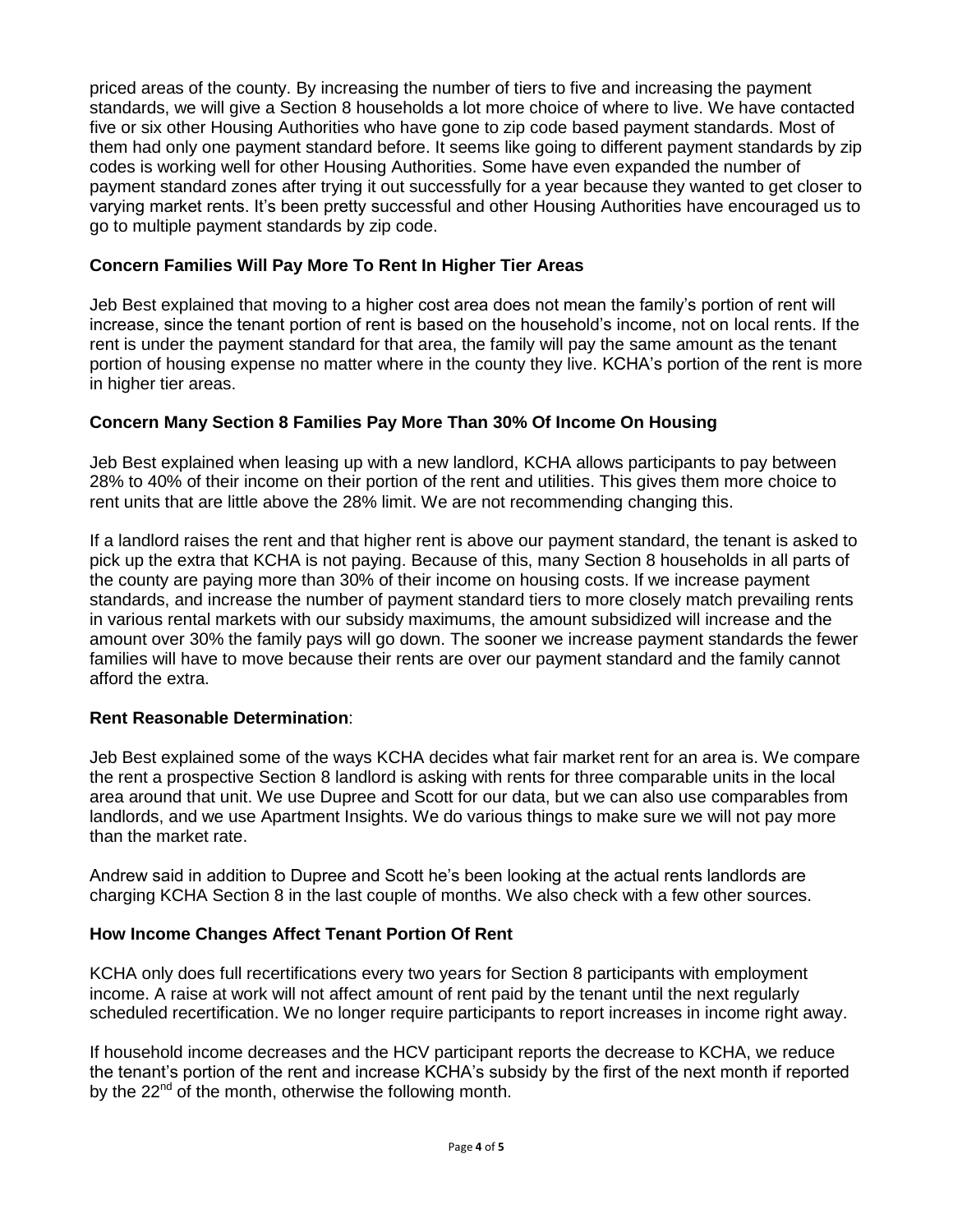priced areas of the county. By increasing the number of tiers to five and increasing the payment standards, we will give a Section 8 households a lot more choice of where to live. We have contacted five or six other Housing Authorities who have gone to zip code based payment standards. Most of them had only one payment standard before. It seems like going to different payment standards by zip codes is working well for other Housing Authorities. Some have even expanded the number of payment standard zones after trying it out successfully for a year because they wanted to get closer to varying market rents. It's been pretty successful and other Housing Authorities have encouraged us to go to multiple payment standards by zip code.

**Concern Families Will Pay More To Rent In Higher Tier Areas**

Jeb Best explained that moving to a higher cost area does not mean the family's portion of rent will increase, since the tenant portion of rent is based on the household's income, not on local rents. If the rent is under the payment standard for that area, the family will pay the same amount as the tenant portion of housing expense no matter where in the county they live. KCHA's portion of the rent is more in higher tier areas.

**Concern Many Section 8 Families Pay More Than 30% Of Income On Housing**

Jeb Best explained when leasing up with a new landlord, KCHA allows participants to pay between 28% to 40% of their income on their portion of the rent and utilities. This gives them more choice to rent units that are little above the 28% limit. We are not recommending changing this.

If a landlord raises the rent and that higher rent is above our payment standard, the tenant is asked to pick up the extra that KCHA is not paying. Because of this, many Section 8 households in all parts of the county are paying more than 30% of their income on housing costs. If we increase payment standards, and increase the number of payment standard tiers to more closely match prevailing rents in various rental markets with our subsidy maximums, the amount subsidized will increase and the amount over 30% the family pays will go down. The sooner we increase payment standards the fewer families will have to move because their rents are over our payment standard and the family cannot afford the extra.

**Rent Reasonable Determination**:

Jeb Best explained some of the ways KCHA decides what fair market rent for an area is. We compare the rent a prospective Section 8 landlord is asking with rents for three comparable units in the local area around that unit. We use Dupree and Scott for our data, but we can also use comparables from landlords, and we use Apartment Insights. We do various things to make sure we will not pay more than the market rate.

Andrew said in addition to Dupree and Scott he's been looking at the actual rents landlords are charging KCHA Section 8 in the last couple of months. We also check with a few other sources.

**How Income Changes Affect Tenant Portion Of Rent**

KCHA only does full recertifications every two years for Section 8 participants with employment income. A raise at work will not affect amount of rent paid by the tenant until the next regularly scheduled recertification. We no longer require participants to report increases in income right away.

If household income decreases and the HCV participant reports the decrease to KCHA, we reduce the tenant's portion of the rent and increase KCHA's subsidy by the first of the next month if reported by the 22nd of the month, otherwise the following month.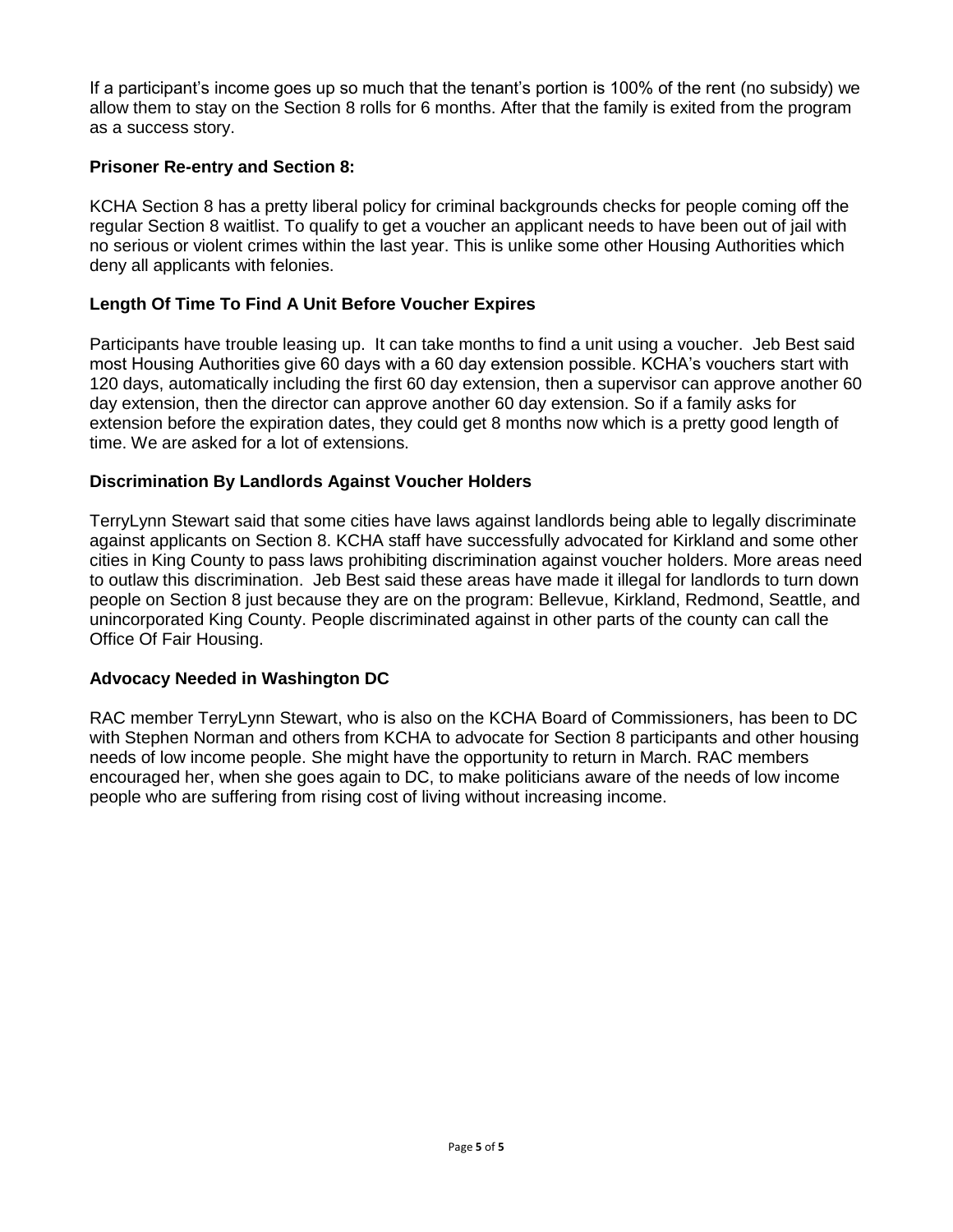If a participant's income goes up so much that the tenant's portion is 100% of the rent (no subsidy) we allow them to stay on the Section 8 rolls for 6 months. After that the family is exited from the program as a success story.

### Prisoner Re-entry and Section 8:

KCHA Section 8 has a pretty liberal policy for criminal backgrounds checks for people coming off the regular Section 8 waitlist. To qualify to get a voucher an applicant needs to have been out of jail with no serious or violent crimes within the last year. This is unlike some other Housing Authorities which deny all applicants with felonies.

### Length Of Time To Find A Unit Before Voucher Expires

Participants have trouble leasing up. It can take months to find a unit using a voucher. Jeb Best said most Housing Authorities give 60 days with a 60 day extension possible. KCHA's vouchers start with 120 days, automatically including the first 60 day extension, then a supervisor can approve another 60 day extension, then the director can approve another 60 day extension. So if a family asks for extension before the expiration dates, they could get 8 months now which is a pretty good length of time. We are asked for a lot of extensions.

### Discrimination By Landlords Against Voucher Holders

TerryLynn Stewart said that some cities have laws against landlords being able to legally discriminate against applicants on Section 8. KCHA staff have successfully advocated for Kirkland and some other cities in King County to pass laws prohibiting discrimination against voucher holders. More areas need to outlaw this discrimination. Jeb Best said these areas have made it illegal for landlords to turn down people on Section 8 just because they are on the program: Bellevue, Kirkland, Redmond, Seattle, and unincorporated King County. People discriminated against in other parts of the county can call the Office Of Fair Housing.

### Advocacy Needed in Washington DC

RAC member TerryLynn Stewart, who is also on the KCHA Board of Commissioners, has been to DC with Stephen Norman and others from KCHA to advocate for Section 8 participants and other housing needs of low income people. She might have the opportunity to return in March. RAC members encouraged her, when she goes again to DC, to make politicians aware of the needs of low income people who are suffering from rising cost of living without increasing income.